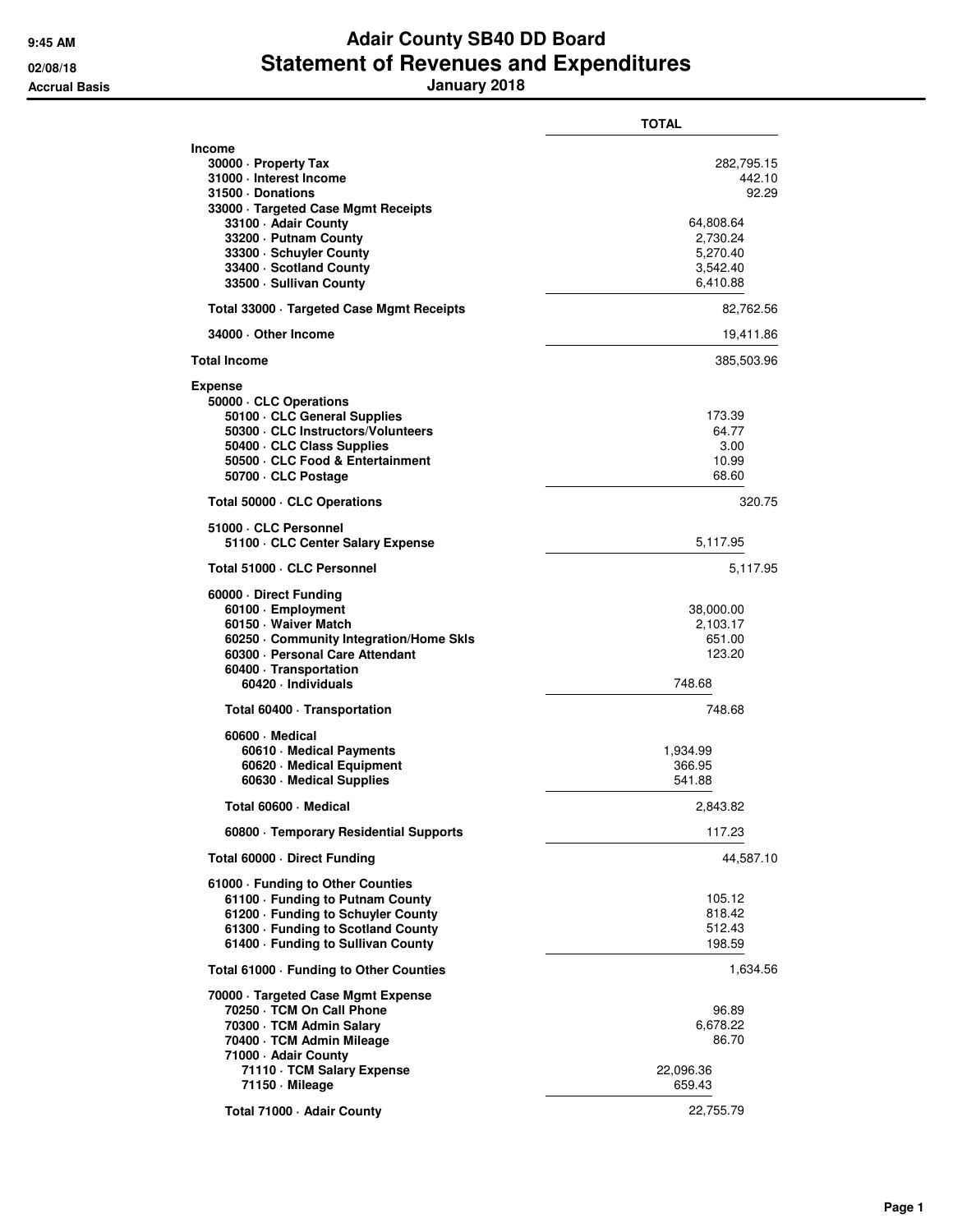# Adair County SB40 DD Board
## Statement of Revenues and Expenditures
### January 2018

9:45 AM
02/08/18
Accrual Basis

| | | TOTAL |
|---|---|---|
| **Income** | | |
| 30000 · Property Tax | | 282,795.15 |
| 31000 · Interest Income | | 442.10 |
| 31500 · Donations | | 92.29 |
| 33000 · Targeted Case Mgmt Receipts | | |
| 33100 · Adair County | | 64,808.64 |
| 33200 · Putnam County | | 2,730.24 |
| 33300 · Schuyler County | | 5,270.40 |
| 33400 · Scotland County | | 3,542.40 |
| 33500 · Sullivan County | | 6,410.88 |
| Total 33000 · Targeted Case Mgmt Receipts | | 82,762.56 |
| 34000 · Other Income | | 19,411.86 |
| **Total Income** | | 385,503.96 |
| **Expense** | | |
| 50000 · CLC Operations | | |
| 50100 · CLC General Supplies | | 173.39 |
| 50300 · CLC Instructors/Volunteers | | 64.77 |
| 50400 · CLC Class Supplies | | 3.00 |
| 50500 · CLC Food & Entertainment | | 10.99 |
| 50700 · CLC Postage | | 68.60 |
| Total 50000 · CLC Operations | | 320.75 |
| 51000 · CLC Personnel | | |
| 51100 · CLC Center Salary Expense | | 5,117.95 |
| Total 51000 · CLC Personnel | | 5,117.95 |
| 60000 · Direct Funding | | |
| 60100 · Employment | | 38,000.00 |
| 60150 · Waiver Match | | 2,103.17 |
| 60250 · Community Integration/Home Skls | | 651.00 |
| 60300 · Personal Care Attendant | | 123.20 |
| 60400 · Transportation | | |
| 60420 · Individuals | 748.68 | |
| Total 60400 · Transportation | | 748.68 |
| 60600 · Medical | | |
| 60610 · Medical Payments | 1,934.99 | |
| 60620 · Medical Equipment | 366.95 | |
| 60630 · Medical Supplies | 541.88 | |
| Total 60600 · Medical | | 2,843.82 |
| 60800 · Temporary Residential Supports | | 117.23 |
| Total 60000 · Direct Funding | | 44,587.10 |
| 61000 · Funding to Other Counties | | |
| 61100 · Funding to Putnam County | | 105.12 |
| 61200 · Funding to Schuyler County | | 818.42 |
| 61300 · Funding to Scotland County | | 512.43 |
| 61400 · Funding to Sullivan County | | 198.59 |
| Total 61000 · Funding to Other Counties | | 1,634.56 |
| 70000 · Targeted Case Mgmt Expense | | |
| 70250 · TCM On Call Phone | | 96.89 |
| 70300 · TCM Admin Salary | | 6,678.22 |
| 70400 · TCM Admin Mileage | | 86.70 |
| 71000 · Adair County | | |
| 71110 · TCM Salary Expense | 22,096.36 | |
| 71150 · Mileage | 659.43 | |
| Total 71000 · Adair County | | 22,755.79 |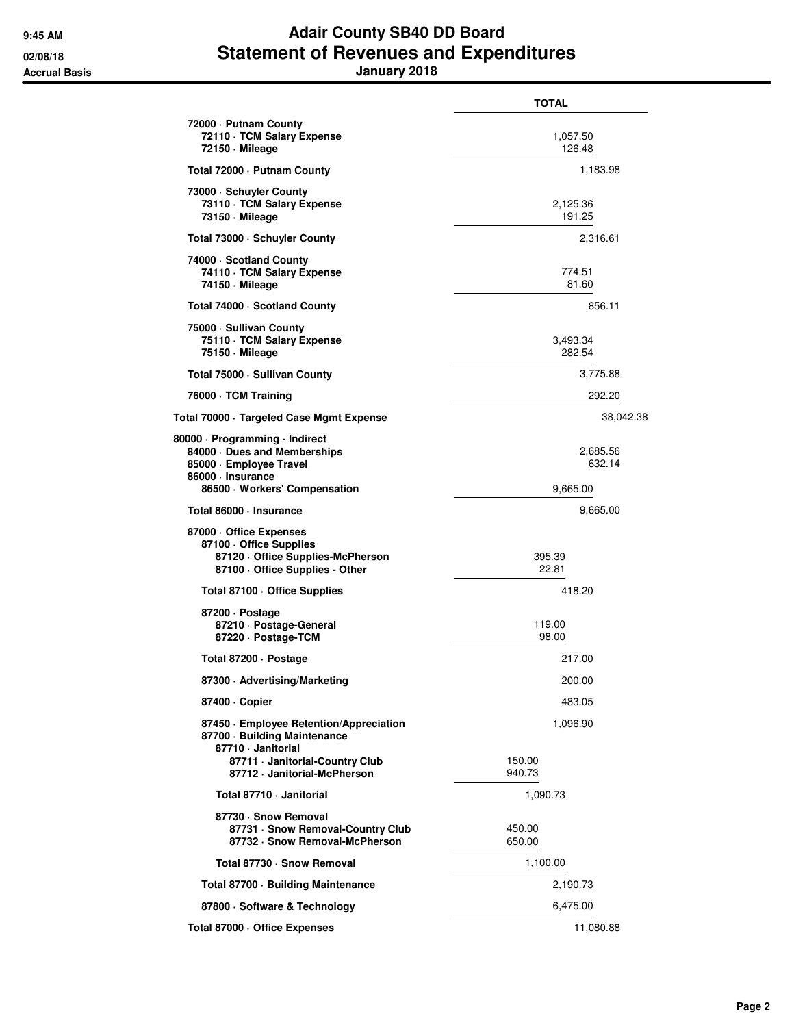# Adair County SB40 DD Board
## Statement of Revenues and Expenditures
### January 2018

Accrual Basis

| | | | TOTAL |
|---|---|---|---|
| 72000 · Putnam County | | | |
| 72110 · TCM Salary Expense | | 1,057.50 | |
| 72150 · Mileage | | 126.48 | |
| Total 72000 · Putnam County | | | 1,183.98 |
| 73000 · Schuyler County | | | |
| 73110 · TCM Salary Expense | | 2,125.36 | |
| 73150 · Mileage | | 191.25 | |
| Total 73000 · Schuyler County | | | 2,316.61 |
| 74000 · Scotland County | | | |
| 74110 · TCM Salary Expense | | 774.51 | |
| 74150 · Mileage | | 81.60 | |
| Total 74000 · Scotland County | | | 856.11 |
| 75000 · Sullivan County | | | |
| 75110 · TCM Salary Expense | | 3,493.34 | |
| 75150 · Mileage | | 282.54 | |
| Total 75000 · Sullivan County | | | 3,775.88 |
| 76000 · TCM Training | | | 292.20 |
| Total 70000 · Targeted Case Mgmt Expense | | | 38,042.38 |
| 80000 · Programming - Indirect | | | |
| 84000 · Dues and Memberships | | | 2,685.56 |
| 85000 · Employee Travel | | | 632.14 |
| 86000 · Insurance | | | |
| 86500 · Workers' Compensation | | | 9,665.00 |
| Total 86000 · Insurance | | | 9,665.00 |
| 87000 · Office Expenses | | | |
| 87100 · Office Supplies | | | |
| 87120 · Office Supplies-McPherson | 395.39 | | |
| 87100 · Office Supplies - Other | 22.81 | | |
| Total 87100 · Office Supplies | | 418.20 | |
| 87200 · Postage | | | |
| 87210 · Postage-General | 119.00 | | |
| 87220 · Postage-TCM | 98.00 | | |
| Total 87200 · Postage | | 217.00 | |
| 87300 · Advertising/Marketing | | 200.00 | |
| 87400 · Copier | | 483.05 | |
| 87450 · Employee Retention/Appreciation | | 1,096.90 | |
| 87700 · Building Maintenance | | | |
| 87710 · Janitorial | | | |
| 87711 · Janitorial-Country Club | 150.00 | | |
| 87712 · Janitorial-McPherson | 940.73 | | |
| Total 87710 · Janitorial | 1,090.73 | | |
| 87730 · Snow Removal | | | |
| 87731 · Snow Removal-Country Club | 450.00 | | |
| 87732 · Snow Removal-McPherson | 650.00 | | |
| Total 87730 · Snow Removal | 1,100.00 | | |
| Total 87700 · Building Maintenance | | 2,190.73 | |
| 87800 · Software & Technology | | 6,475.00 | |
| Total 87000 · Office Expenses | | | 11,080.88 |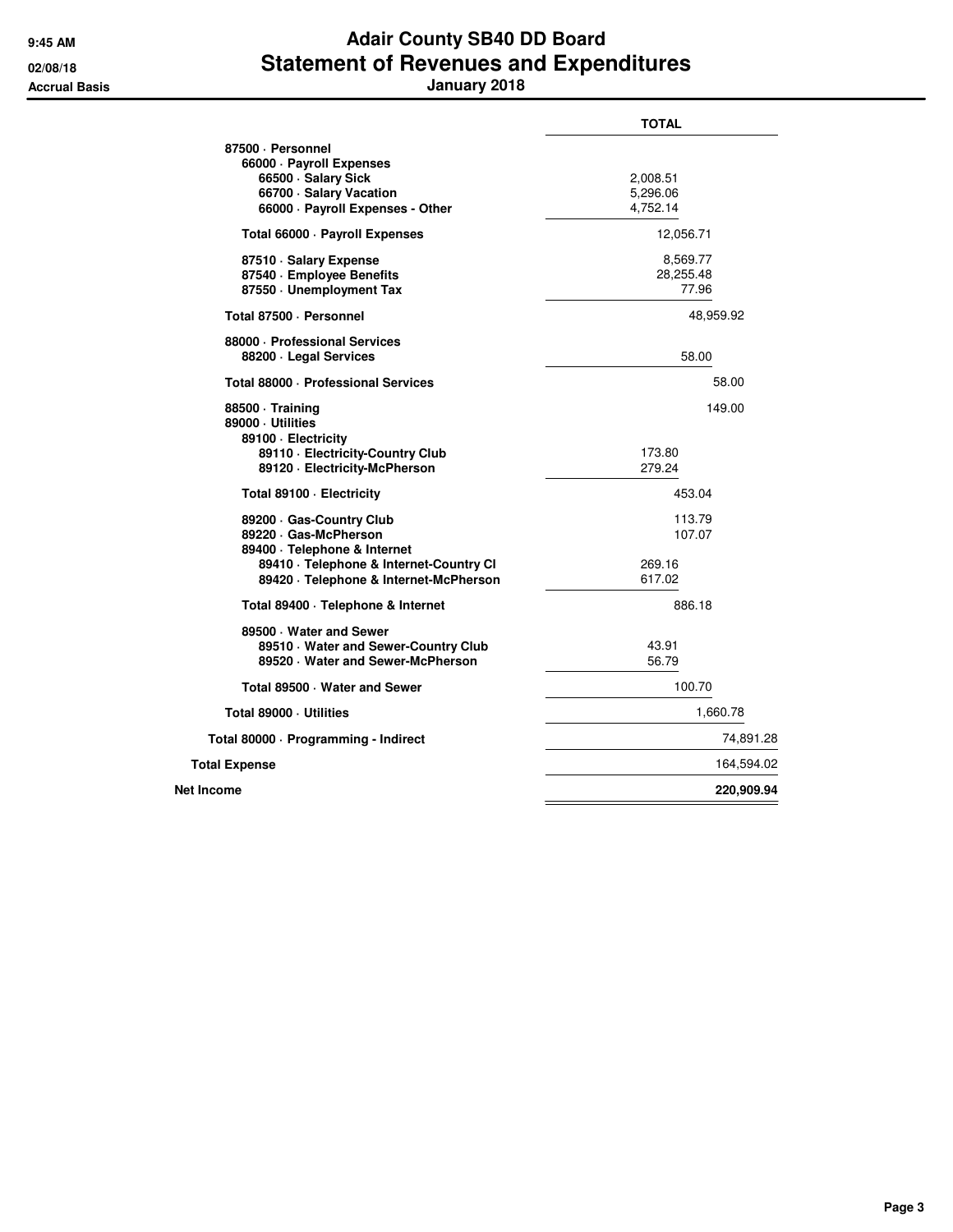# Adair County SB40 DD Board
## Statement of Revenues and Expenditures
### January 2018

9:45 AM
02/08/18
Accrual Basis

| | TOTAL |
|---|---|
| 87500 · Personnel | |
| 66000 · Payroll Expenses | |
| 66500 · Salary Sick | 2,008.51 |
| 66700 · Salary Vacation | 5,296.06 |
| 66000 · Payroll Expenses - Other | 4,752.14 |
| Total 66000 · Payroll Expenses | 12,056.71 |
| 87510 · Salary Expense | 8,569.77 |
| 87540 · Employee Benefits | 28,255.48 |
| 87550 · Unemployment Tax | 77.96 |
| Total 87500 · Personnel | 48,959.92 |
| 88000 · Professional Services | |
| 88200 · Legal Services | 58.00 |
| Total 88000 · Professional Services | 58.00 |
| 88500 · Training | 149.00 |
| 89000 · Utilities | |
| 89100 · Electricity | |
| 89110 · Electricity-Country Club | 173.80 |
| 89120 · Electricity-McPherson | 279.24 |
| Total 89100 · Electricity | 453.04 |
| 89200 · Gas-Country Club | 113.79 |
| 89220 · Gas-McPherson | 107.07 |
| 89400 · Telephone & Internet | |
| 89410 · Telephone & Internet-Country Cl | 269.16 |
| 89420 · Telephone & Internet-McPherson | 617.02 |
| Total 89400 · Telephone & Internet | 886.18 |
| 89500 · Water and Sewer | |
| 89510 · Water and Sewer-Country Club | 43.91 |
| 89520 · Water and Sewer-McPherson | 56.79 |
| Total 89500 · Water and Sewer | 100.70 |
| Total 89000 · Utilities | 1,660.78 |
| Total 80000 · Programming - Indirect | 74,891.28 |
| Total Expense | 164,594.02 |
| **Net Income** | **220,909.94** |